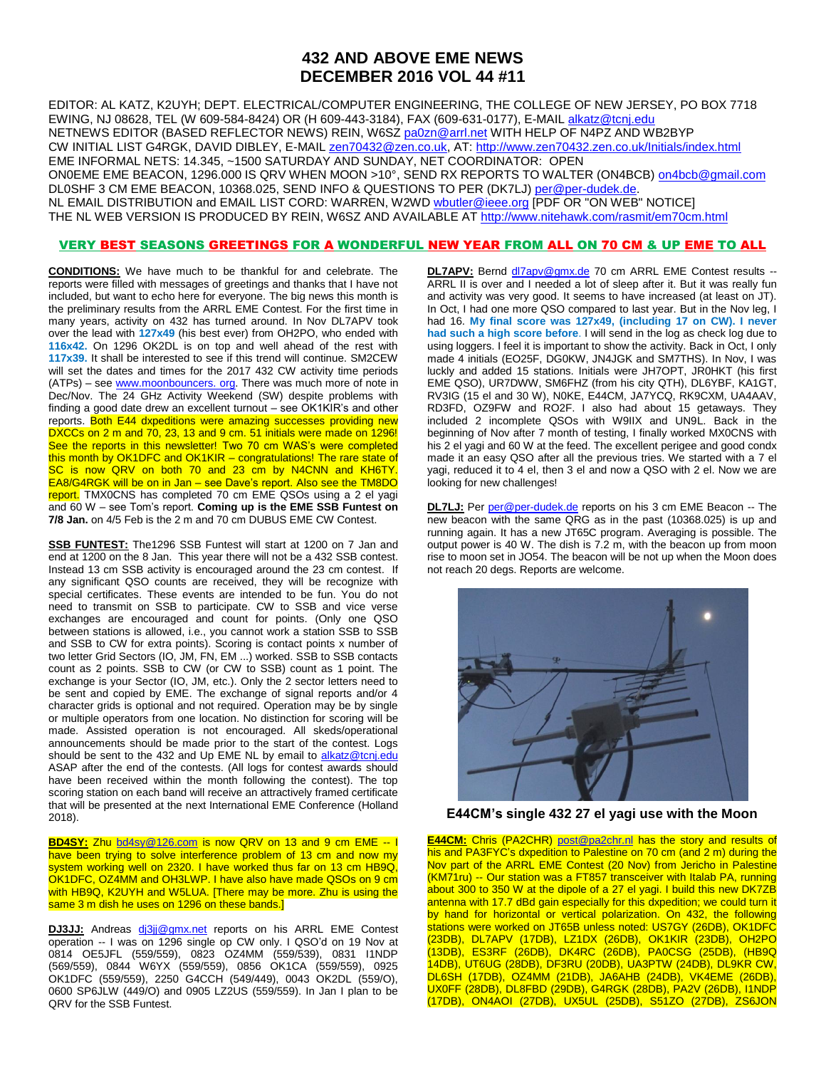# 432 AND ABOVE EME NEWS
# DECEMBER 2016 VOL 44 #11

EDITOR: AL KATZ, K2UYH; DEPT. ELECTRICAL/COMPUTER ENGINEERING, THE COLLEGE OF NEW JERSEY, PO BOX 7718 EWING, NJ 08628, TEL (W 609-584-8424) OR (H 609-443-3184), FAX (609-631-0177), E-MAIL alkatz@tcnj.edu
NETNEWS EDITOR (BASED REFLECTOR NEWS) REIN, W6SZ pa0zn@arrl.net WITH HELP OF N4PZ AND WB2BYP
CW INITIAL LIST G4RGK, DAVID DIBLEY, E-MAIL zen70432@zen.co.uk, AT: http://www.zen70432.zen.co.uk/Initials/index.html
EME INFORMAL NETS: 14.345, ~1500 SATURDAY AND SUNDAY, NET COORDINATOR: OPEN
ON0EME EME BEACON, 1296.000 IS QRV WHEN MOON >10°, SEND RX REPORTS TO WALTER (ON4BCB) on4bcb@gmail.com
DL0SHF 3 CM EME BEACON, 10368.025, SEND INFO & QUESTIONS TO PER (DK7LJ) per@per-dudek.de.
NL EMAIL DISTRIBUTION and EMAIL LIST CORD: WARREN, W2WD wbutler@ieee.org [PDF OR "ON WEB" NOTICE]
THE NL WEB VERSION IS PRODUCED BY REIN, W6SZ AND AVAILABLE AT http://www.nitehawk.com/rasmit/em70cm.html

**VERY BEST SEASONS GREETINGS FOR A WONDERFUL NEW YEAR FROM ALL ON 70 CM & UP EME TO ALL**

**CONDITIONS:** We have much to be thankful for and celebrate. The reports were filled with messages of greetings and thanks that I have not included, but want to echo here for everyone. The big news this month is the preliminary results from the ARRL EME Contest. For the first time in many years, activity on 432 has turned around. In Nov DL7APV took over the lead with **127x49** (his best ever) from OH2PO, who ended with **116x42.** On 1296 OK2DL is on top and well ahead of the rest with **117x39.** It shall be interested to see if this trend will continue. SM2CEW will set the dates and times for the 2017 432 CW activity time periods (ATPs) – see www.moonbouncers. org. There was much more of note in Dec/Nov. The 24 GHz Activity Weekend (SW) despite problems with finding a good date drew an excellent turnout – see OK1KIR's and other reports. Both E44 dxpeditions were amazing successes providing new DXCCs on 2 m and 70, 23, 13 and 9 cm. 51 initials were made on 1296! See the reports in this newsletter! Two 70 cm WAS's were completed this month by OK1DFC and OK1KIR – congratulations! The rare state of SC is now QRV on both 70 and 23 cm by N4CNN and KH6TY. EA8/G4RGK will be on in Jan – see Dave's report. Also see the TM8DO report. TMX0CNS has completed 70 cm EME QSOs using a 2 el yagi and 60 W – see Tom's report. **Coming up is the EME SSB Funtest on 7/8 Jan.** on 4/5 Feb is the 2 m and 70 cm DUBUS EME CW Contest.

**SSB FUNTEST:** The1296 SSB Funtest will start at 1200 on 7 Jan and end at 1200 on the 8 Jan. This year there will not be a 432 SSB contest. Instead 13 cm SSB activity is encouraged around the 23 cm contest. If any significant QSO counts are received, they will be recognize with special certificates. These events are intended to be fun. You do not need to transmit on SSB to participate. CW to SSB and vice verse exchanges are encouraged and count for points. (Only one QSO between stations is allowed, i.e., you cannot work a station SSB to SSB and SSB to CW for extra points). Scoring is contact points x number of two letter Grid Sectors (IO, JM, FN, EM ...) worked. SSB to SSB contacts count as 2 points. SSB to CW (or CW to SSB) count as 1 point. The exchange is your Sector (IO, JM, etc.). Only the 2 sector letters need to be sent and copied by EME. The exchange of signal reports and/or 4 character grids is optional and not required. Operation may be by single or multiple operators from one location. No distinction for scoring will be made. Assisted operation is not encouraged. All skeds/operational announcements should be made prior to the start of the contest. Logs should be sent to the 432 and Up EME NL by email to alkatz@tcnj.edu ASAP after the end of the contests. (All logs for contest awards should have been received within the month following the contest). The top scoring station on each band will receive an attractively framed certificate that will be presented at the next International EME Conference (Holland 2018).

**BD4SY:** Zhu bd4sy@126.com is now QRV on 13 and 9 cm EME -- I have been trying to solve interference problem of 13 cm and now my system working well on 2320. I have worked thus far on 13 cm HB9Q, OK1DFC, OZ4MM and OH3LWP. I have also have made QSOs on 9 cm with HB9Q, K2UYH and W5LUA. [There may be more. Zhu is using the same 3 m dish he uses on 1296 on these bands.]

**DJ3JJ:** Andreas dj3jj@gmx.net reports on his ARRL EME Contest operation -- I was on 1296 single op CW only. I QSO'd on 19 Nov at 0814 OE5JFL (559/559), 0823 OZ4MM (559/539), 0831 I1NDP (569/559), 0844 W6YX (559/559), 0856 OK1CA (559/559), 0925 OK1DFC (559/559), 2250 G4CCH (549/449), 0043 OK2DL (559/O), 0600 SP6JLW (449/O) and 0905 LZ2US (559/559). In Jan I plan to be QRV for the SSB Funtest.

**DL7APV:** Bernd dl7apv@gmx.de 70 cm ARRL EME Contest results -- ARRL II is over and I needed a lot of sleep after it. But it was really fun and activity was very good. It seems to have increased (at least on JT). In Oct, I had one more QSO compared to last year. But in the Nov leg, I had 16. **My final score was 127x49, (including 17 on CW). I never had such a high score before**. I will send in the log as check log due to using loggers. I feel it is important to show the activity. Back in Oct, I only made 4 initials (EO25F, DG0KW, JN4JGK and SM7THS). In Nov, I was luckly and added 15 stations. Initials were JH7OPT, JR0HKT (his first EME QSO), UR7DWW, SM6FHZ (from his city QTH), DL6YBF, KA1GT, RV3IG (15 el and 30 W), N0KE, E44CM, JA7YCQ, RK9CXM, UA4AAV, RD3FD, OZ9FW and RO2F. I also had about 15 getaways. They included 2 incomplete QSOs with W9IIX and UN9L. Back in the beginning of Nov after 7 month of testing, I finally worked MX0CNS with his 2 el yagi and 60 W at the feed. The excellent perigee and good condx made it an easy QSO after all the previous tries. We started with a 7 el yagi, reduced it to 4 el, then 3 el and now a QSO with 2 el. Now we are looking for new challenges!

**DL7LJ:** Per per@per-dudek.de reports on his 3 cm EME Beacon -- The new beacon with the same QRG as in the past (10368.025) is up and running again. It has a new JT65C program. Averaging is possible. The output power is 40 W. The dish is 7.2 m, with the beacon up from moon rise to moon set in JO54. The beacon will be not up when the Moon does not reach 20 degs. Reports are welcome.

**E44CM's single 432 27 el yagi use with the Moon**

**E44CM:** Chris (PA2CHR) post@pa2chr.nl has the story and results of his and PA3FYC's dxpedition to Palestine on 70 cm (and 2 m) during the Nov part of the ARRL EME Contest (20 Nov) from Jericho in Palestine (KM71ru) -- Our station was a FT857 transceiver with Italab PA, running about 300 to 350 W at the dipole of a 27 el yagi. I build this new DK7ZB antenna with 17.7 dBd gain especially for this dxpedition; we could turn it by hand for horizontal or vertical polarization. On 432, the following stations were worked on JT65B unless noted: US7GY (26DB), OK1DFC (23DB), DL7APV (17DB), LZ1DX (26DB), OK1KIR (23DB), OH2PO (13DB), ES3RF (26DB), DK4RC (26DB), PA0CSG (25DB), (HB9Q 14DB), UT6UG (28DB), DF3RU (20DB), UA3PTW (24DB), DL9KR CW, DL6SH (17DB), OZ4MM (21DB), JA6AHB (24DB), VK4EME (26DB), UX0FF (28DB), DL8FBD (29DB), G4RGK (28DB), PA2V (26DB), I1NDP (17DB), ON4AOI (27DB), UX5UL (25DB), S51ZO (27DB), ZS6JON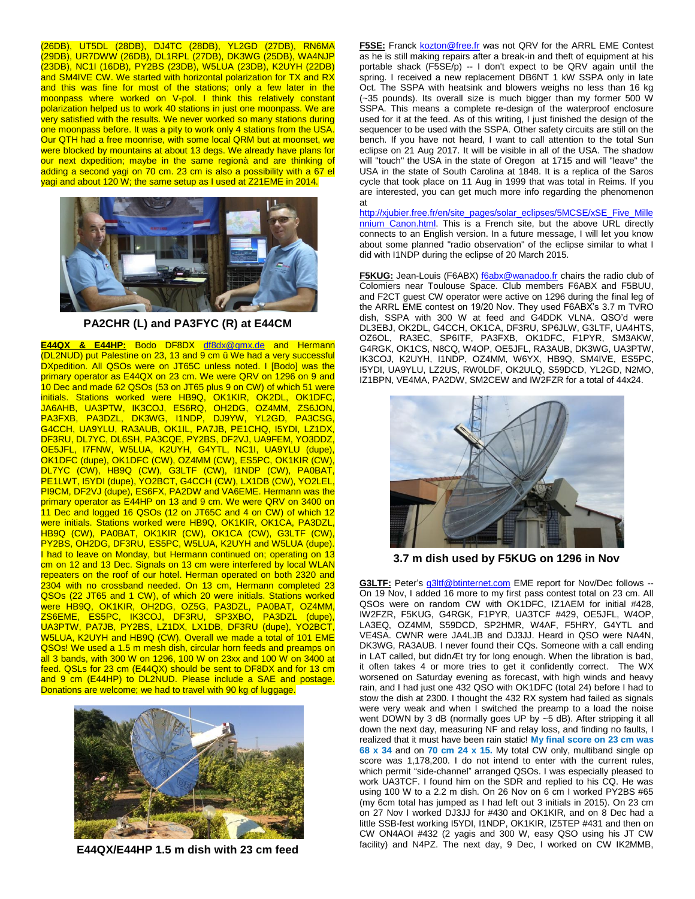(26DB), UT5DL (28DB), DJ4TC (28DB), YL2GD (27DB), RN6MA (29DB), UR7DWW (26DB), DL1RPL (27DB), DK3WG (25DB), WA4NJP (23DB), NC1I (16DB), PY2BS (23DB), W5LUA (23DB), K2UYH (22DB) and SM4IVE CW. We started with horizontal polarization for TX and RX and this was fine for most of the stations; only a few later in the moonpass where worked on V-pol. I think this relatively constant polarization helped us to work 40 stations in just one moonpass. We are very satisfied with the results. We never worked so many stations during one moonpass before. It was a pity to work only 4 stations from the USA. Our QTH had a free moonrise, with some local QRM but at moonset, we were blocked by mountains at about 13 degs. We already have plans for our next dxpedition; maybe in the same regionà and are thinking of adding a second yagi on 70 cm. 23 cm is also a possibility with a 67 el yagi and about 120 W; the same setup as I used at Z21EME in 2014.

**PA2CHR (L) and PA3FYC (R) at E44CM**

**E44QX & E44HP:** Bodo DF8DX df8dx@gmx.de and Hermann (DL2NUD) put Palestine on 23, 13 and 9 cm û We had a very successful DXpedition. All QSOs were on JT65C unless noted. I [Bodo] was the primary operator as E44QX on 23 cm. We were QRV on 1296 on 9 and 10 Dec and made 62 QSOs (53 on JT65 plus 9 on CW) of which 51 were initials. Stations worked were HB9Q, OK1KIR, OK2DL, OK1DFC, JA6AHB, UA3PTW, IK3COJ, ES6RQ, OH2DG, OZ4MM, ZS6JON, PA3FXB, PA3DZL, DK3WG, I1NDP, DJ9YW, YL2GD, PA3CSG, G4CCH, UA9YLU, RA3AUB, OK1IL, PA7JB, PE1CHQ, I5YDI, LZ1DX, DF3RU, DL7YC, DL6SH, PA3CQE, PY2BS, DF2VJ, UA9FEM, YO3DDZ, OE5JFL, I7FNW, W5LUA, K2UYH, G4YTL, NC1I, UA9YLU (dupe), OK1DFC (dupe), OK1DFC (CW), OZ4MM (CW), ES5PC, OK1KIR (CW), DL7YC (CW), HB9Q (CW), G3LTF (CW), I1NDP (CW), PA0BAT, PE1LWT, I5YDI (dupe), YO2BCT, G4CCH (CW), LX1DB (CW), YO2LEL, PI9CM, DF2VJ (dupe), ES6FX, PA2DW and VA6EME. Hermann was the primary operator as E44HP on 13 and 9 cm. We were QRV on 3400 on 11 Dec and logged 16 QSOs (12 on JT65C and 4 on CW) of which 12 were initials. Stations worked were HB9Q, OK1KIR, OK1CA, PA3DZL, HB9Q (CW), PA0BAT, OK1KIR (CW), OK1CA (CW), G3LTF (CW), PY2BS, OH2DG, DF3RU, ES5PC, W5LUA, K2UYH and W5LUA (dupe). I had to leave on Monday, but Hermann continued on; operating on 13 cm on 12 and 13 Dec. Signals on 13 cm were interfered by local WLAN repeaters on the roof of our hotel. Hermann operated on both 2320 and 2304 with no crossband needed. On 13 cm, Hermann completed 23 QSOs (22 JT65 and 1 CW), of which 20 were initials. Stations worked were HB9Q, OK1KIR, OH2DG, OZ5G, PA3DZL, PA0BAT, OZ4MM, ZS6EME, ES5PC, IK3COJ, DF3RU, SP3XBO, PA3DZL (dupe), UA3PTW, PA7JB, PY2BS, LZ1DX, LX1DB, DF3RU (dupe), YO2BCT, W5LUA, K2UYH and HB9Q (CW). Overall we made a total of 101 EME QSOs! We used a 1.5 m mesh dish, circular horn feeds and preamps on all 3 bands, with 300 W on 1296, 100 W on 23xx and 100 W on 3400 at feed. QSLs for 23 cm (E44QX) should be sent to DF8DX and for 13 cm and 9 cm (E44HP) to DL2NUD. Please include a SAE and postage. Donations are welcome; we had to travel with 90 kg of luggage.

**E44QX/E44HP 1.5 m dish with 23 cm feed**

**F5SE:** Franck kozton@free.fr was not QRV for the ARRL EME Contest as he is still making repairs after a break-in and theft of equipment at his portable shack (F5SE/p) -- I don't expect to be QRV again until the spring. I received a new replacement DB6NT 1 kW SSPA only in late Oct. The SSPA with heatsink and blowers weighs no less than 16 kg (~35 pounds). Its overall size is much bigger than my former 500 W SSPA. This means a complete re-design of the waterproof enclosure used for it at the feed. As of this writing, I just finished the design of the sequencer to be used with the SSPA. Other safety circuits are still on the bench. If you have not heard, I want to call attention to the total Sun eclipse on 21 Aug 2017. It will be visible in all of the USA. The shadow will "touch" the USA in the state of Oregon at 1715 and will "leave" the USA in the state of South Carolina at 1848. It is a replica of the Saros cycle that took place on 11 Aug in 1999 that was total in Reims. If you are interested, you can get much more info regarding the phenomenon at http://xjubier.free.fr/en/site_pages/solar_eclipses/5MCSE/xSE_Five_Millennium_Canon.html. This is a French site, but the above URL directly connects to an English version. In a future message, I will let you know about some planned "radio observation" of the eclipse similar to what I did with I1NDP during the eclipse of 20 March 2015.

**F5KUG:** Jean-Louis (F6ABX) f6abx@wanadoo.fr chairs the radio club of Colomiers near Toulouse Space. Club members F6ABX and F5BUU, and F2CT guest CW operator were active on 1296 during the final leg of the ARRL EME contest on 19/20 Nov. They used F6ABX's 3.7 m TVRO dish, SSPA with 300 W at feed and G4DDK VLNA. QSO'd were DL3EBJ, OK2DL, G4CCH, OK1CA, DF3RU, SP6JLW, G3LTF, UA4HTS, OZ6OL, RA3EC, SP6ITF, PA3FXB, OK1DFC, F1PYR, SM3AKW, G4RGK, OK1CS, N8CQ, W4OP, OE5JFL, RA3AUB, DK3WG, UA3PTW, IK3COJ, K2UYH, I1NDP, OZ4MM, W6YX, HB9Q, SM4IVE, ES5PC, I5YDI, UA9YLU, LZ2US, RW0LDF, OK2ULQ, S59DCD, YL2GD, N2MO, IZ1BPN, VE4MA, PA2DW, SM2CEW and IW2FZR for a total of 44x24.

**3.7 m dish used by F5KUG on 1296 in Nov**

**G3LTF:** Peter's g3ltf@btinternet.com EME report for Nov/Dec follows -- On 19 Nov, I added 16 more to my first pass contest total on 23 cm. All QSOs were on random CW with OK1DFC, IZ1AEM for initial #428, IW2FZR, F5KUG, G4RGK, F1PYR, UA3TCF #429, OE5JFL, W4OP, LA3EQ, OZ4MM, S59DCD, SP2HMR, W4AF, F5HRY, G4YTL and VE4SA. CWNR were JA4LJB and DJ3JJ. Heard in QSO were NA4N, DK3WG, RA3AUB. I never found their CQs. Someone with a call ending in LAT called, but didnÆt try for long enough. When the libration is bad, it often takes 4 or more tries to get it confidently correct. The WX worsened on Saturday evening as forecast, with high winds and heavy rain, and I had just one 432 QSO with OK1DFC (total 24) before I had to stow the dish at 2300. I thought the 432 RX system had failed as signals were very weak and when I switched the preamp to a load the noise went DOWN by 3 dB (normally goes UP by ~5 dB). After stripping it all down the next day, measuring NF and relay loss, and finding no faults, I realized that it must have been rain static! **My final score on 23 cm was 68 x 34** and on **70 cm 24 x 15.** My total CW only, multiband single op score was 1,178,200. I do not intend to enter with the current rules, which permit "side-channel" arranged QSOs. I was especially pleased to work UA3TCF. I found him on the SDR and replied to his CQ. He was using 100 W to a 2.2 m dish. On 26 Nov on 6 cm I worked PY2BS #65 (my 6cm total has jumped as I had left out 3 initials in 2015). On 23 cm on 27 Nov I worked DJ3JJ for #430 and OK1KIR, and on 8 Dec had a little SSB-fest working I5YDI, I1NDP, OK1KIR, IZ5TEP #431 and then on CW ON4AOI #432 (2 yagis and 300 W, easy QSO using his JT CW facility) and N4PZ. The next day, 9 Dec, I worked on CW IK2MMB,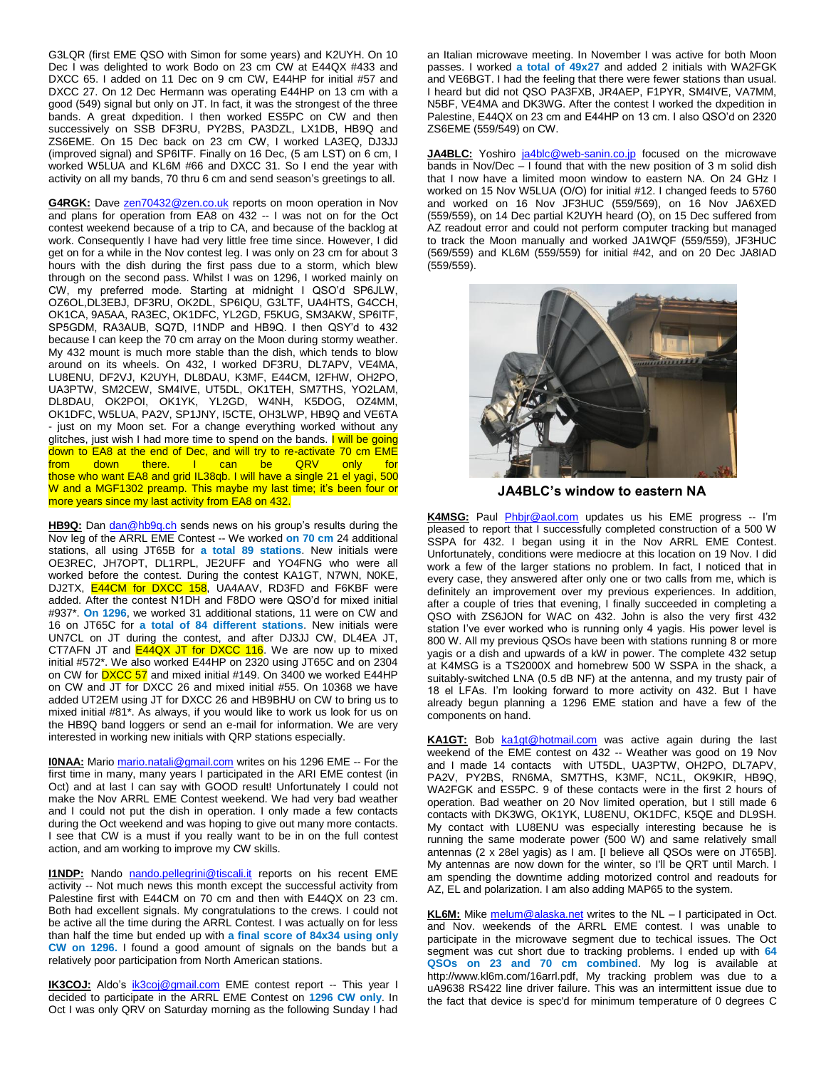G3LQR (first EME QSO with Simon for some years) and K2UYH. On 10 Dec I was delighted to work Bodo on 23 cm CW at E44QX #433 and DXCC 65. I added on 11 Dec on 9 cm CW, E44HP for initial #57 and DXCC 27. On 12 Dec Hermann was operating E44HP on 13 cm with a good (549) signal but only on JT. In fact, it was the strongest of the three bands. A great dxpedition. I then worked ES5PC on CW and then successively on SSB DF3RU, PY2BS, PA3DZL, LX1DB, HB9Q and ZS6EME. On 15 Dec back on 23 cm CW, I worked LA3EQ, DJ3JJ (improved signal) and SP6ITF. Finally on 16 Dec, (5 am LST) on 6 cm, I worked W5LUA and KL6M #66 and DXCC 31. So I end the year with activity on all my bands, 70 thru 6 cm and send season's greetings to all.

**G4RGK:** Dave zen70432@zen.co.uk reports on moon operation in Nov and plans for operation from EA8 on 432 -- I was not on for the Oct contest weekend because of a trip to CA, and because of the backlog at work. Consequently I have had very little free time since. However, I did get on for a while in the Nov contest leg. I was only on 23 cm for about 3 hours with the dish during the first pass due to a storm, which blew through on the second pass. Whilst I was on 1296, I worked mainly on CW, my preferred mode. Starting at midnight I QSO'd SP6JLW, OZ6OL,DL3EBJ, DF3RU, OK2DL, SP6IQU, G3LTF, UA4HTS, G4CCH, OK1CA, 9A5AA, RA3EC, OK1DFC, YL2GD, F5KUG, SM3AKW, SP6ITF, SP5GDM, RA3AUB, SQ7D, I1NDP and HB9Q. I then QSY'd to 432 because I can keep the 70 cm array on the Moon during stormy weather. My 432 mount is much more stable than the dish, which tends to blow around on its wheels. On 432, I worked DF3RU, DL7APV, VE4MA, LU8ENU, DF2VJ, K2UYH, DL8DAU, K3MF, E44CM, I2FHW, OH2PO, UA3PTW, SM2CEW, SM4IVE, UT5DL, OK1TEH, SM7THS, YO2LAM, DL8DAU, OK2POI, OK1YK, YL2GD, W4NH, K5DOG, OZ4MM, OK1DFC, W5LUA, PA2V, SP1JNY, I5CTE, OH3LWP, HB9Q and VE6TA - just on my Moon set. For a change everything worked without any glitches, just wish I had more time to spend on the bands. I will be going down to EA8 at the end of Dec, and will try to re-activate 70 cm EME from down there. I can be QRV only for those who want EA8 and grid IL38qb. I will have a single 21 el yagi, 500 W and a MGF1302 preamp. This maybe my last time; it's been four or more years since my last activity from EA8 on 432.

**HB9Q:** Dan dan@hb9q.ch sends news on his group's results during the Nov leg of the ARRL EME Contest -- We worked **on 70 cm** 24 additional stations, all using JT65B for **a total 89 stations**. New initials were OE3REC, JH7OPT, DL1RPL, JE2UFF and YO4FNG who were all worked before the contest. During the contest KA1GT, N7WN, N0KE, DJ2TX, E44CM for DXCC 158, UA4AAV, RD3FD and F6KBF were added. After the contest N1DH and F8DO were QSO'd for mixed initial #937*. **On 1296**, we worked 31 additional stations, 11 were on CW and 16 on JT65C for **a total of 84 different stations**. New initials were UN7CL on JT during the contest, and after DJ3JJ CW, DL4EA JT, CT7AFN JT and E44QX JT for DXCC 116. We are now up to mixed initial #572*. We also worked E44HP on 2320 using JT65C and on 2304 on CW for DXCC 57 and mixed initial #149. On 3400 we worked E44HP on CW and JT for DXCC 26 and mixed initial #55. On 10368 we have added UT2EM using JT for DXCC 26 and HB9BHU on CW to bring us to mixed initial #81*. As always, if you would like to work us look for us on the HB9Q band loggers or send an e-mail for information. We are very interested in working new initials with QRP stations especially.

**I0NAA:** Mario mario.natali@gmail.com writes on his 1296 EME -- For the first time in many, many years I participated in the ARI EME contest (in Oct) and at last I can say with GOOD result! Unfortunately I could not make the Nov ARRL EME Contest weekend. We had very bad weather and I could not put the dish in operation. I only made a few contacts during the Oct weekend and was hoping to give out many more contacts. I see that CW is a must if you really want to be in on the full contest action, and am working to improve my CW skills.

**I1NDP:** Nando nando.pellegrini@tiscali.it reports on his recent EME activity -- Not much news this month except the successful activity from Palestine first with E44CM on 70 cm and then with E44QX on 23 cm. Both had excellent signals. My congratulations to the crews. I could not be active all the time during the ARRL Contest. I was actually on for less than half the time but ended up with **a final score of 84x34 using only CW on 1296.** I found a good amount of signals on the bands but a relatively poor participation from North American stations.

**IK3COJ:** Aldo's ik3coj@gmail.com EME contest report -- This year I decided to participate in the ARRL EME Contest on **1296 CW only**. In Oct I was only QRV on Saturday morning as the following Sunday I had an Italian microwave meeting. In November I was active for both Moon passes. I worked **a total of 49x27** and added 2 initials with WA2FGK and VE6BGT. I had the feeling that there were fewer stations than usual. I heard but did not QSO PA3FXB, JR4AEP, F1PYR, SM4IVE, VA7MM, N5BF, VE4MA and DK3WG. After the contest I worked the dxpedition in Palestine, E44QX on 23 cm and E44HP on 13 cm. I also QSO'd on 2320 ZS6EME (559/549) on CW.

**JA4BLC:** Yoshiro ja4blc@web-sanin.co.jp focused on the microwave bands in Nov/Dec – I found that with the new position of 3 m solid dish that I now have a limited moon window to eastern NA. On 24 GHz I worked on 15 Nov W5LUA (O/O) for initial #12. I changed feeds to 5760 and worked on 16 Nov JF3HUC (559/569), on 16 Nov JA6XED (559/559), on 14 Dec partial K2UYH heard (O), on 15 Dec suffered from AZ readout error and could not perform computer tracking but managed to track the Moon manually and worked JA1WQF (559/559), JF3HUC (569/559) and KL6M (559/559) for initial #42, and on 20 Dec JA8IAD (559/559).

**JA4BLC's window to eastern NA**

**K4MSG:** Paul Phbjr@aol.com updates us his EME progress -- I'm pleased to report that I successfully completed construction of a 500 W SSPA for 432. I began using it in the Nov ARRL EME Contest. Unfortunately, conditions were mediocre at this location on 19 Nov. I did work a few of the larger stations no problem. In fact, I noticed that in every case, they answered after only one or two calls from me, which is definitely an improvement over my previous experiences. In addition, after a couple of tries that evening, I finally succeeded in completing a QSO with ZS6JON for WAC on 432. John is also the very first 432 station I've ever worked who is running only 4 yagis. His power level is 800 W. All my previous QSOs have been with stations running 8 or more yagis or a dish and upwards of a kW in power. The complete 432 setup at K4MSG is a TS2000X and homebrew 500 W SSPA in the shack, a suitably-switched LNA (0.5 dB NF) at the antenna, and my trusty pair of 18 el LFAs. I'm looking forward to more activity on 432. But I have already begun planning a 1296 EME station and have a few of the components on hand.

**KA1GT:** Bob ka1gt@hotmail.com was active again during the last weekend of the EME contest on 432 -- Weather was good on 19 Nov and I made 14 contacts with UT5DL, UA3PTW, OH2PO, DL7APV, PA2V, PY2BS, RN6MA, SM7THS, K3MF, NC1L, OK9KIR, HB9Q, WA2FGK and ES5PC. 9 of these contacts were in the first 2 hours of operation. Bad weather on 20 Nov limited operation, but I still made 6 contacts with DK3WG, OK1YK, LU8ENU, OK1DFC, K5QE and DL9SH. My contact with LU8ENU was especially interesting because he is running the same moderate power (500 W) and same relatively small antennas (2 x 28el yagis) as I am. [I believe all QSOs were on JT65B]. My antennas are now down for the winter, so I'll be QRT until March. I am spending the downtime adding motorized control and readouts for AZ, EL and polarization. I am also adding MAP65 to the system.

**KL6M:** Mike melum@alaska.net writes to the NL – I participated in Oct. and Nov. weekends of the ARRL EME contest. I was unable to participate in the microwave segment due to techical issues. The Oct segment was cut short due to tracking problems. I ended up with **64 QSOs on 23 and 70 cm combined**. My log is available at http://www.kl6m.com/16arrl.pdf, My tracking problem was due to a uA9638 RS422 line driver failure. This was an intermittent issue due to the fact that device is spec'd for minimum temperature of 0 degrees C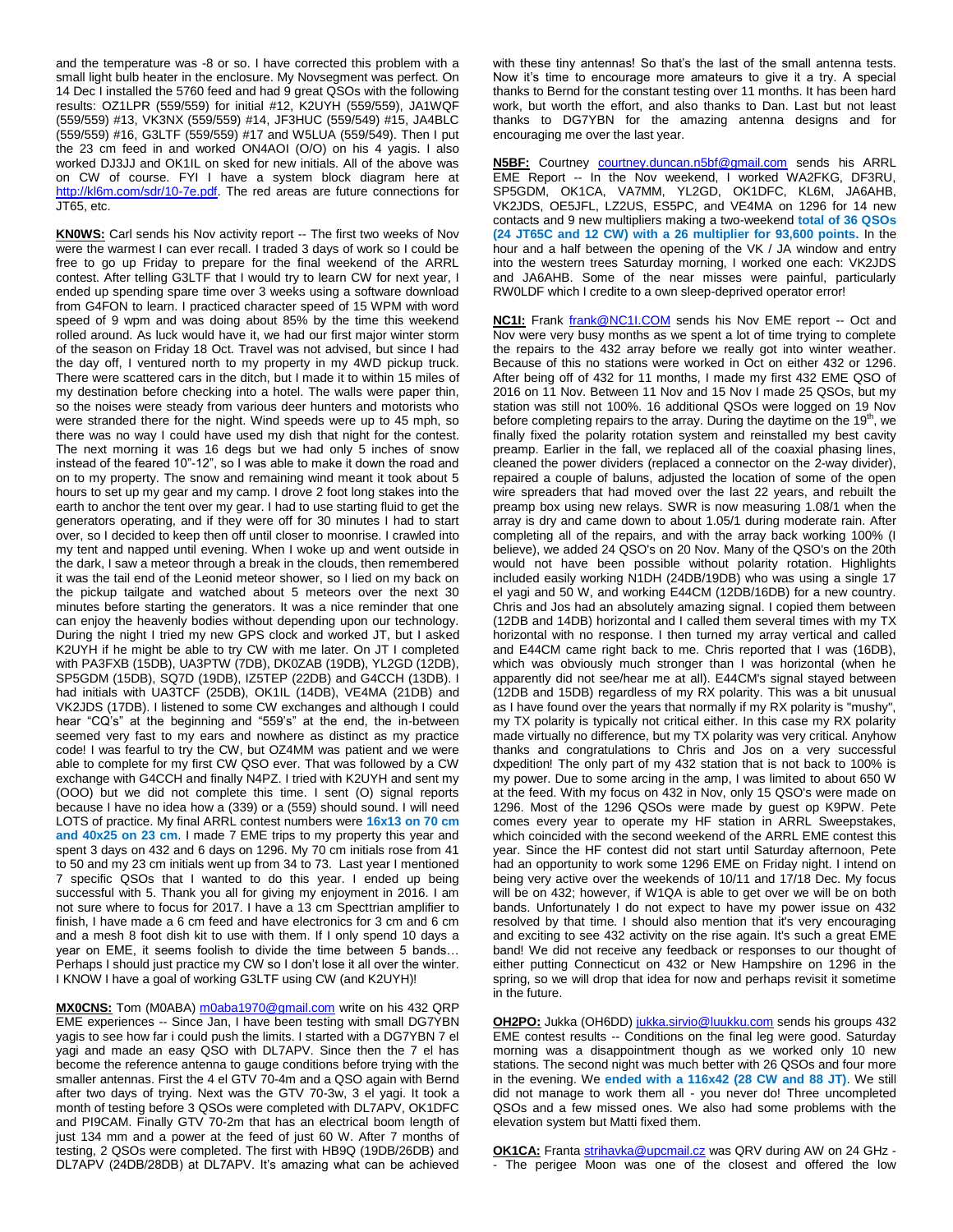and the temperature was -8 or so. I have corrected this problem with a small light bulb heater in the enclosure. My Novsegment was perfect. On 14 Dec I installed the 5760 feed and had 9 great QSOs with the following results: OZ1LPR (559/559) for initial #12, K2UYH (559/559), JA1WQF (559/559) #13, VK3NX (559/559) #14, JF3HUC (559/549) #15, JA4BLC (559/559) #16, G3LTF (559/559) #17 and W5LUA (559/549). Then I put the 23 cm feed in and worked ON4AOI (O/O) on his 4 yagis. I also worked DJ3JJ and OK1IL on sked for new initials. All of the above was on CW of course. FYI I have a system block diagram here at http://kl6m.com/sdr/10-7e.pdf. The red areas are future connections for JT65, etc.

**KN0WS:** Carl sends his Nov activity report -- The first two weeks of Nov were the warmest I can ever recall. I traded 3 days of work so I could be free to go up Friday to prepare for the final weekend of the ARRL contest. After telling G3LTF that I would try to learn CW for next year, I ended up spending spare time over 3 weeks using a software download from G4FON to learn. I practiced character speed of 15 WPM with word speed of 9 wpm and was doing about 85% by the time this weekend rolled around. As luck would have it, we had our first major winter storm of the season on Friday 18 Oct. Travel was not advised, but since I had the day off, I ventured north to my property in my 4WD pickup truck. There were scattered cars in the ditch, but I made it to within 15 miles of my destination before checking into a hotel. The walls were paper thin, so the noises were steady from various deer hunters and motorists who were stranded there for the night. Wind speeds were up to 45 mph, so there was no way I could have used my dish that night for the contest. The next morning it was 16 degs but we had only 5 inches of snow instead of the feared 10"-12", so I was able to make it down the road and on to my property. The snow and remaining wind meant it took about 5 hours to set up my gear and my camp. I drove 2 foot long stakes into the earth to anchor the tent over my gear. I had to use starting fluid to get the generators operating, and if they were off for 30 minutes I had to start over, so I decided to keep then off until closer to moonrise. I crawled into my tent and napped until evening. When I woke up and went outside in the dark, I saw a meteor through a break in the clouds, then remembered it was the tail end of the Leonid meteor shower, so I lied on my back on the pickup tailgate and watched about 5 meteors over the next 30 minutes before starting the generators. It was a nice reminder that one can enjoy the heavenly bodies without depending upon our technology. During the night I tried my new GPS clock and worked JT, but I asked K2UYH if he might be able to try CW with me later. On JT I completed with PA3FXB (15DB), UA3PTW (7DB), DK0ZAB (19DB), YL2GD (12DB), SP5GDM (15DB), SQ7D (19DB), IZ5TEP (22DB) and G4CCH (13DB). I had initials with UA3TCF (25DB), OK1IL (14DB), VE4MA (21DB) and VK2JDS (17DB). I listened to some CW exchanges and although I could hear "CQ's" at the beginning and "559's" at the end, the in-between seemed very fast to my ears and nowhere as distinct as my practice code! I was fearful to try the CW, but OZ4MM was patient and we were able to complete for my first CW QSO ever. That was followed by a CW exchange with G4CCH and finally N4PZ. I tried with K2UYH and sent my (OOO) but we did not complete this time. I sent (O) signal reports because I have no idea how a (339) or a (559) should sound. I will need LOTS of practice. My final ARRL contest numbers were **16x13 on 70 cm and 40x25 on 23 cm**. I made 7 EME trips to my property this year and spent 3 days on 432 and 6 days on 1296. My 70 cm initials rose from 41 to 50 and my 23 cm initials went up from 34 to 73. Last year I mentioned 7 specific QSOs that I wanted to do this year. I ended up being successful with 5. Thank you all for giving my enjoyment in 2016. I am not sure where to focus for 2017. I have a 13 cm Specttrian amplifier to finish, I have made a 6 cm feed and have electronics for 3 cm and 6 cm and a mesh 8 foot dish kit to use with them. If I only spend 10 days a year on EME, it seems foolish to divide the time between 5 bands… Perhaps I should just practice my CW so I don't lose it all over the winter. I KNOW I have a goal of working G3LTF using CW (and K2UYH)!

**MX0CNS:** Tom (M0ABA) m0aba1970@gmail.com write on his 432 QRP EME experiences -- Since Jan, I have been testing with small DG7YBN yagis to see how far i could push the limits. I started with a DG7YBN 7 el yagi and made an easy QSO with DL7APV. Since then the 7 el has become the reference antenna to gauge conditions before trying with the smaller antennas. First the 4 el GTV 70-4m and a QSO again with Bernd after two days of trying. Next was the GTV 70-3w, 3 el yagi. It took a month of testing before 3 QSOs were completed with DL7APV, OK1DFC and PI9CAM. Finally GTV 70-2m that has an electrical boom length of just 134 mm and a power at the feed of just 60 W. After 7 months of testing, 2 QSOs were completed. The first with HB9Q (19DB/26DB) and DL7APV (24DB/28DB) at DL7APV. It's amazing what can be achieved with these tiny antennas! So that's the last of the small antenna tests. Now it's time to encourage more amateurs to give it a try. A special thanks to Bernd for the constant testing over 11 months. It has been hard work, but worth the effort, and also thanks to Dan. Last but not least thanks to DG7YBN for the amazing antenna designs and for encouraging me over the last year.

**N5BF:** Courtney courtney.duncan.n5bf@gmail.com sends his ARRL EME Report -- In the Nov weekend, I worked WA2FKG, DF3RU, SP5GDM, OK1CA, VA7MM, YL2GD, OK1DFC, KL6M, JA6AHB, VK2JDS, OE5JFL, LZ2US, ES5PC, and VE4MA on 1296 for 14 new contacts and 9 new multipliers making a two-weekend **total of 36 QSOs (24 JT65C and 12 CW) with a 26 multiplier for 93,600 points.** In the hour and a half between the opening of the VK / JA window and entry into the western trees Saturday morning, I worked one each: VK2JDS and JA6AHB. Some of the near misses were painful, particularly RW0LDF which I credite to a own sleep-deprived operator error!

**NC1I:** Frank frank@NC1I.COM sends his Nov EME report -- Oct and Nov were very busy months as we spent a lot of time trying to complete the repairs to the 432 array before we really got into winter weather. Because of this no stations were worked in Oct on either 432 or 1296. After being off of 432 for 11 months, I made my first 432 EME QSO of 2016 on 11 Nov. Between 11 Nov and 15 Nov I made 25 QSOs, but my station was still not 100%. 16 additional QSOs were logged on 19 Nov before completing repairs to the array. During the daytime on the 19th, we finally fixed the polarity rotation system and reinstalled my best cavity preamp. Earlier in the fall, we replaced all of the coaxial phasing lines, cleaned the power dividers (replaced a connector on the 2-way divider), repaired a couple of baluns, adjusted the location of some of the open wire spreaders that had moved over the last 22 years, and rebuilt the preamp box using new relays. SWR is now measuring 1.08/1 when the array is dry and came down to about 1.05/1 during moderate rain. After completing all of the repairs, and with the array back working 100% (I believe), we added 24 QSO's on 20 Nov. Many of the QSO's on the 20th would not have been possible without polarity rotation. Highlights included easily working N1DH (24DB/19DB) who was using a single 17 el yagi and 50 W, and working E44CM (12DB/16DB) for a new country. Chris and Jos had an absolutely amazing signal. I copied them between (12DB and 14DB) horizontal and I called them several times with my TX horizontal with no response. I then turned my array vertical and called and E44CM came right back to me. Chris reported that I was (16DB), which was obviously much stronger than I was horizontal (when he apparently did not see/hear me at all). E44CM's signal stayed between (12DB and 15DB) regardless of my RX polarity. This was a bit unusual as I have found over the years that normally if my RX polarity is "mushy", my TX polarity is typically not critical either. In this case my RX polarity made virtually no difference, but my TX polarity was very critical. Anyhow thanks and congratulations to Chris and Jos on a very successful dxpedition! The only part of my 432 station that is not back to 100% is my power. Due to some arcing in the amp, I was limited to about 650 W at the feed. With my focus on 432 in Nov, only 15 QSO's were made on 1296. Most of the 1296 QSOs were made by guest op K9PW. Pete comes every year to operate my HF station in ARRL Sweepstakes, which coincided with the second weekend of the ARRL EME contest this year. Since the HF contest did not start until Saturday afternoon, Pete had an opportunity to work some 1296 EME on Friday night. I intend on being very active over the weekends of 10/11 and 17/18 Dec. My focus will be on 432; however, if W1QA is able to get over we will be on both bands. Unfortunately I do not expect to have my power issue on 432 resolved by that time. I should also mention that it's very encouraging and exciting to see 432 activity on the rise again. It's such a great EME band! We did not receive any feedback or responses to our thought of either putting Connecticut on 432 or New Hampshire on 1296 in the spring, so we will drop that idea for now and perhaps revisit it sometime in the future.

**OH2PO:** Jukka (OH6DD) jukka.sirvio@luukku.com sends his groups 432 EME contest results -- Conditions on the final leg were good. Saturday morning was a disappointment though as we worked only 10 new stations. The second night was much better with 26 QSOs and four more in the evening. We **ended with a 116x42 (28 CW and 88 JT)**. We still did not manage to work them all - you never do! Three uncompleted QSOs and a few missed ones. We also had some problems with the elevation system but Matti fixed them.

**OK1CA:** Franta strihavka@upcmail.cz was QRV during AW on 24 GHz -- The perigee Moon was one of the closest and offered the low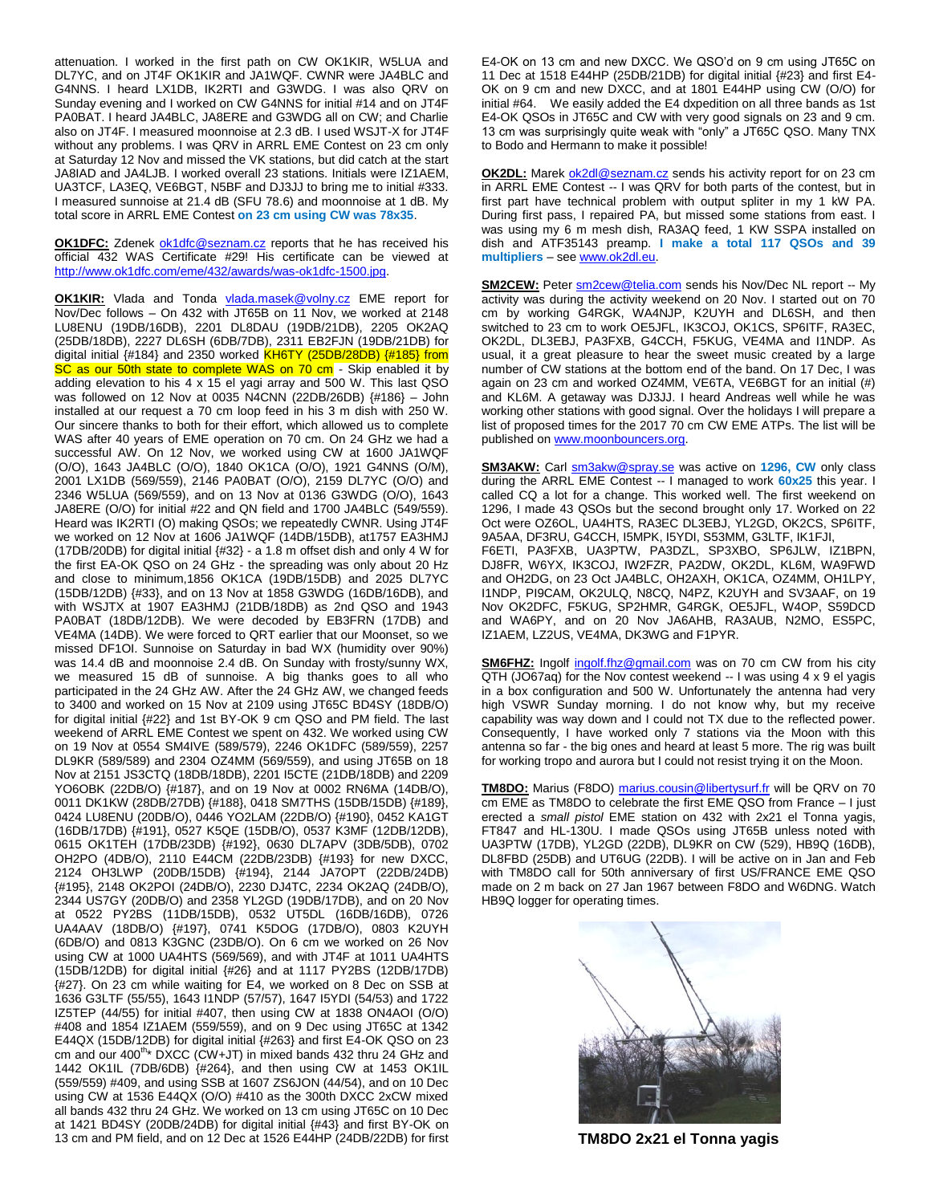attenuation. I worked in the first path on CW OK1KIR, W5LUA and DL7YC, and on JT4F OK1KIR and JA1WQF. CWNR were JA4BLC and G4NNS. I heard LX1DB, IK2RTI and G3WDG. I was also QRV on Sunday evening and I worked on CW G4NNS for initial #14 and on JT4F PA0BAT. I heard JA4BLC, JA8ERE and G3WDG all on CW; and Charlie also on JT4F. I measured moonnoise at 2.3 dB. I used WSJT-X for JT4F without any problems. I was QRV in ARRL EME Contest on 23 cm only at Saturday 12 Nov and missed the VK stations, but did catch at the start JA8IAD and JA4LJB. I worked overall 23 stations. Initials were IZ1AEM, UA3TCF, LA3EQ, VE6BGT, N5BF and DJ3JJ to bring me to initial #333. I measured sunnoise at 21.4 dB (SFU 78.6) and moonnoise at 1 dB. My total score in ARRL EME Contest **on 23 cm using CW was 78x35**.

**OK1DFC:** Zdenek ok1dfc@seznam.cz reports that he has received his official 432 WAS Certificate #29! His certificate can be viewed at http://www.ok1dfc.com/eme/432/awards/was-ok1dfc-1500.jpg.

**OK1KIR:** Vlada and Tonda vlada.masek@volny.cz EME report for Nov/Dec follows – On 432 with JT65B on 11 Nov, we worked at 2148 LU8ENU (19DB/16DB), 2201 DL8DAU (19DB/21DB), 2205 OK2AQ (25DB/18DB), 2227 DL6SH (6DB/7DB), 2311 EB2FJN (19DB/21DB) for digital initial {#184} and 2350 worked KH6TY (25DB/28DB) {#185} from SC as our 50th state to complete WAS on 70 cm - Skip enabled it by adding elevation to his 4 x 15 el yagi array and 500 W. This last QSO was followed on 12 Nov at 0035 N4CNN (22DB/26DB) {#186} – John installed at our request a 70 cm loop feed in his 3 m dish with 250 W. Our sincere thanks to both for their effort, which allowed us to complete WAS after 40 years of EME operation on 70 cm. On 24 GHz we had a successful AW. On 12 Nov, we worked using CW at 1600 JA1WQF (O/O), 1643 JA4BLC (O/O), 1840 OK1CA (O/O), 1921 G4NNS (O/M), 2001 LX1DB (569/559), 2146 PA0BAT (O/O), 2159 DL7YC (O/O) and 2346 W5LUA (569/559), and on 13 Nov at 0136 G3WDG (O/O), 1643 JA8ERE (O/O) for initial #22 and QN field and 1700 JA4BLC (549/559). Heard was IK2RTI (O) making QSOs; we repeatedly CWNR. Using JT4F we worked on 12 Nov at 1606 JA1WQF (14DB/15DB), at1757 EA3HMJ (17DB/20DB) for digital initial {#32} - a 1.8 m offset dish and only 4 W for the first EA-OK QSO on 24 GHz - the spreading was only about 20 Hz and close to minimum,1856 OK1CA (19DB/15DB) and 2025 DL7YC (15DB/12DB) {#33}, and on 13 Nov at 1858 G3WDG (16DB/16DB), and with WSJTX at 1907 EA3HMJ (21DB/18DB) as 2nd QSO and 1943 PA0BAT (18DB/12DB). We were decoded by EB3FRN (17DB) and VE4MA (14DB). We were forced to QRT earlier that our Moonset, so we missed DF1OI. Sunnoise on Saturday in bad WX (humidity over 90%) was 14.4 dB and moonnoise 2.4 dB. On Sunday with frosty/sunny WX, we measured 15 dB of sunnoise. A big thanks goes to all who participated in the 24 GHz AW. After the 24 GHz AW, we changed feeds to 3400 and worked on 15 Nov at 2109 using JT65C BD4SY (18DB/O) for digital initial {#22} and 1st BY-OK 9 cm QSO and PM field. The last weekend of ARRL EME Contest we spent on 432. We worked using CW on 19 Nov at 0554 SM4IVE (589/579), 2246 OK1DFC (589/559), 2257 DL9KR (589/589) and 2304 OZ4MM (569/559), and using JT65B on 18 Nov at 2151 JS3CTQ (18DB/18DB), 2201 I5CTE (21DB/18DB) and 2209 YO6OBK (22DB/O) {#187}, and on 19 Nov at 0002 RN6MA (14DB/O), 0011 DK1KW (28DB/27DB) {#188}, 0418 SM7THS (15DB/15DB) {#189}, 0424 LU8ENU (20DB/O), 0446 YO2LAM (22DB/O) {#190}, 0452 KA1GT (16DB/17DB) {#191}, 0527 K5QE (15DB/O), 0537 K3MF (12DB/12DB), 0615 OK1TEH (17DB/23DB) {#192}, 0630 DL7APV (3DB/5DB), 0702 OH2PO (4DB/O), 2110 E44CM (22DB/23DB) {#193} for new DXCC, 2124 OH3LWP (20DB/15DB) {#194}, 2144 JA7OPT (22DB/24DB) {#195}, 2148 OK2POI (24DB/O), 2230 DJ4TC, 2234 OK2AQ (24DB/O), 2344 US7GY (20DB/O) and 2358 YL2GD (19DB/17DB), and on 20 Nov at 0522 PY2BS (11DB/15DB), 0532 UT5DL (16DB/16DB), 0726 UA4AAV (18DB/O) {#197}, 0741 K5DOG (17DB/O), 0803 K2UYH (6DB/O) and 0813 K3GNC (23DB/O). On 6 cm we worked on 26 Nov using CW at 1000 UA4HTS (569/569), and with JT4F at 1011 UA4HTS (15DB/12DB) for digital initial {#26} and at 1117 PY2BS (12DB/17DB) {#27}. On 23 cm while waiting for E4, we worked on 8 Dec on SSB at 1636 G3LTF (55/55), 1643 I1NDP (57/57), 1647 I5YDI (54/53) and 1722 IZ5TEP (44/55) for initial #407, then using CW at 1838 ON4AOI (O/O) #408 and 1854 IZ1AEM (559/559), and on 9 Dec using JT65C at 1342 E44QX (15DB/12DB) for digital initial {#263} and first E4-OK QSO on 23 cm and our 400th* DXCC (CW+JT) in mixed bands 432 thru 24 GHz and 1442 OK1IL (7DB/6DB) {#264}, and then using CW at 1453 OK1IL (559/559) #409, and using SSB at 1607 ZS6JON (44/54), and on 10 Dec using CW at 1536 E44QX (O/O) #410 as the 300th DXCC 2xCW mixed all bands 432 thru 24 GHz. We worked on 13 cm using JT65C on 10 Dec at 1421 BD4SY (20DB/24DB) for digital initial {#43} and first BY-OK on 13 cm and PM field, and on 12 Dec at 1526 E44HP (24DB/22DB) for first E4-OK on 13 cm and new DXCC. We QSO'd on 9 cm using JT65C on 11 Dec at 1518 E44HP (25DB/21DB) for digital initial {#23} and first E4-OK on 9 cm and new DXCC, and at 1801 E44HP using CW (O/O) for initial #64. We easily added the E4 dxpedition on all three bands as 1st E4-OK QSOs in JT65C and CW with very good signals on 23 and 9 cm. 13 cm was surprisingly quite weak with "only" a JT65C QSO. Many TNX to Bodo and Hermann to make it possible!

**OK2DL:** Marek ok2dl@seznam.cz sends his activity report for on 23 cm in ARRL EME Contest -- I was QRV for both parts of the contest, but in first part have technical problem with output spliter in my 1 kW PA. During first pass, I repaired PA, but missed some stations from east. I was using my 6 m mesh dish, RA3AQ feed, 1 KW SSPA installed on dish and ATF35143 preamp. **I make a total 117 QSOs and 39 multipliers** – see www.ok2dl.eu.

**SM2CEW:** Peter sm2cew@telia.com sends his Nov/Dec NL report -- My activity was during the activity weekend on 20 Nov. I started out on 70 cm by working G4RGK, WA4NJP, K2UYH and DL6SH, and then switched to 23 cm to work OE5JFL, IK3COJ, OK1CS, SP6ITF, RA3EC, OK2DL, DL3EBJ, PA3FXB, G4CCH, F5KUG, VE4MA and I1NDP. As usual, it a great pleasure to hear the sweet music created by a large number of CW stations at the bottom end of the band. On 17 Dec, I was again on 23 cm and worked OZ4MM, VE6TA, VE6BGT for an initial (#) and KL6M. A getaway was DJ3JJ. I heard Andreas well while he was working other stations with good signal. Over the holidays I will prepare a list of proposed times for the 2017 70 cm CW EME ATPs. The list will be published on www.moonbouncers.org.

**SM3AKW:** Carl sm3akw@spray.se was active on **1296, CW** only class during the ARRL EME Contest -- I managed to work **60x25** this year. I called CQ a lot for a change. This worked well. The first weekend on 1296, I made 43 QSOs but the second brought only 17. Worked on 22 Oct were OZ6OL, UA4HTS, RA3EC DL3EBJ, YL2GD, OK2CS, SP6ITF, 9A5AA, DF3RU, G4CCH, I5MPK, I5YDI, S53MM, G3LTF, IK1FJI, F6ETI, PA3FXB, UA3PTW, PA3DZL, SP3XBO, SP6JLW, IZ1BPN, DJ8FR, W6YX, IK3COJ, IW2FZR, PA2DW, OK2DL, KL6M, WA9FWD and OH2DG, on 23 Oct JA4BLC, OH2AXH, OK1CA, OZ4MM, OH1LPY, I1NDP, PI9CAM, OK2ULQ, N8CQ, N4PZ, K2UYH and SV3AAF, on 19 Nov OK2DFC, F5KUG, SP2HMR, G4RGK, OE5JFL, W4OP, S59DCD and WA6PY, and on 20 Nov JA6AHB, RA3AUB, N2MO, ES5PC, IZ1AEM, LZ2US, VE4MA, DK3WG and F1PYR.

**SM6FHZ:** Ingolf ingolf.fhz@gmail.com was on 70 cm CW from his city QTH (JO67aq) for the Nov contest weekend -- I was using 4 x 9 el yagis in a box configuration and 500 W. Unfortunately the antenna had very high VSWR Sunday morning. I do not know why, but my receive capability was way down and I could not TX due to the reflected power. Consequently, I have worked only 7 stations via the Moon with this antenna so far - the big ones and heard at least 5 more. The rig was built for working tropo and aurora but I could not resist trying it on the Moon.

**TM8DO:** Marius (F8DO) marius.cousin@libertysurf.fr will be QRV on 70 cm EME as TM8DO to celebrate the first EME QSO from France – I just erected a *small pistol* EME station on 432 with 2x21 el Tonna yagis, FT847 and HL-130U. I made QSOs using JT65B unless noted with UA3PTW (17DB), YL2GD (22DB), DL9KR on CW (529), HB9Q (16DB), DL8FBD (25DB) and UT6UG (22DB). I will be active on in Jan and Feb with TM8DO call for 50th anniversary of first US/FRANCE EME QSO made on 2 m back on 27 Jan 1967 between F8DO and W6DNG. Watch HB9Q logger for operating times.

**TM8DO 2x21 el Tonna yagis**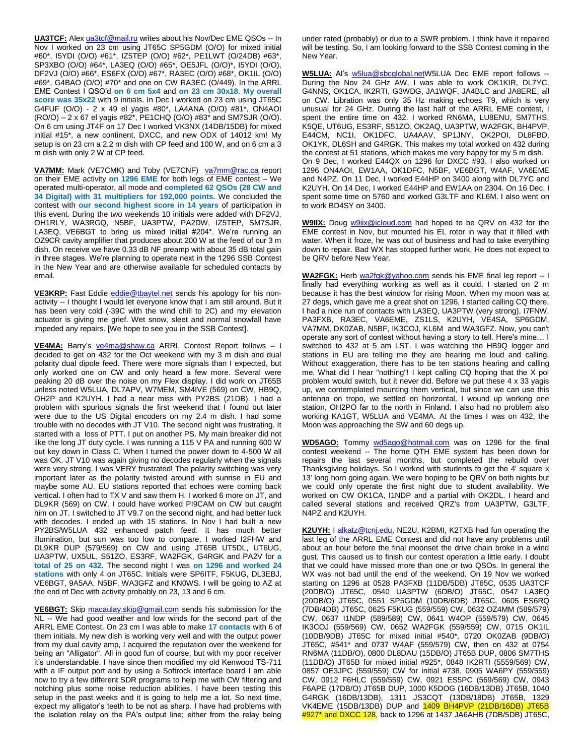**UA3TCF:** Alex ua3tcf@mail.ru writes about his Nov/Dec EME QSOs -- In Nov I worked on 23 cm using JT65C SP5GDM (O/O) for mixed initial #60*, I5YDI (O/O) #61*, IZ5TEP (O/O) #62*, PE1LWT (O/24DB) #63*, SP3XBO (O/O) #64*, LA3EQ (O/O) #65*, OE5JFL (O/O)*, I5YDI (O/O), DF2VJ (O/O) #66*, ES6FX (O/O) #67*, RA3EC (O/O) #68*, OK1IL (O/O) #69*, G4BAO (O/O) #70* and one on CW RA3EC (O/449). In the ARRL EME Contest I QSO'd **on 6 cm 5x4** and **on 23 cm 30x18**. **My overall score was 35x22** with 9 initials. In Dec I worked on 23 cm using JT65C G4FUF (O/O) - 2 x 49 el yagis #80*, LA4ANA (O/O) #81*, ON4AOI (RO/O) – 2 x 67 el yagis #82*, PE1CHQ (O/O) #83* and SM7SJR (O/O). On 6 cm using JT4F on 17 Dec I worked VK3NX (14DB/15DB) for mixed initial #15*, a new continent, DXCC, and new ODX of 14012 km! My setup is on 23 cm a 2.2 m dish with CP feed and 100 W, and on 6 cm a 3 m dish with only 2 W at CP feed.

**VA7MM:** Mark (VE7CMK) and Toby (VE7CNF) va7mm@rac.ca report on their EME activity **on 1296 EME** for both legs of EME contest – We operated multi-operator, all mode and **completed 62 QSOs (28 CW and 34 Digital) with 31 multipliers for 192,000 points.** We concluded the contest with **our second highest score in 14 years** of participation in this event. During the two weekends 10 initials were added with DF2VJ, OH1RLY, WA3RGQ, N5BF, UA3PTW, PA2DW, IZ5TEP, SM7SJR, LA3EQ, VE6BGT to bring us mixed initial #204*. We're running an OZ9CR cavity amplifier that produces about 200 W at the feed of our 3 m dish. On receive we have 0.33 dB NF preamp with about 35 dB total gain in three stages. We're planning to operate next in the 1296 SSB Contest in the New Year and are otherwise available for scheduled contacts by email.

**VE3KRP:** Fast Eddie eddie@tbaytel.net sends his apology for his non-activity -- I thought I would let everyone know that I am still around. But it has been very cold (-39C with the wind chill to 2C) and my elevation actuator is giving me grief. Wet snow, sleet and normal snowfall have impeded any repairs. [We hope to see you in the SSB Contest].

**VE4MA:** Barry's ve4ma@shaw.ca ARRL Contest Report follows – I decided to get on 432 for the Oct weekend with my 3 m dish and dual polarity dual dipole feed. There were more signals than I expected, but only worked one on CW and only heard a few more. Several were peaking 20 dB over the noise on my Flex display. I did work on JT65B unless noted W5LUA, DL7APV, W7MEM, SM4IVE (569) on CW, HB9Q, OH2P and K2UYH. I had a near miss with PY2BS (21DB). I had a problem with spurious signals the first weekend that I found out later were due to the US Digital encoders on my 2.4 m dish. I had some trouble with no decodes with JT V10. The second night was frustrating. It started with a loss of PTT. I put on another PS. My main breaker did not like the long JT duty cycle. I was running a 115 V PA and running 600 W out key down in Class C. When I turned the power down to 4-500 W all was OK. JT V10 was again giving no decodes regularly when the signals were very strong. I was VERY frustrated! The polarity switching was very important later as the polarity twisted around with sunrise in EU and maybe some AU. EU stations reported that echoes were coming back vertical. I often had to TX V and saw them H. I worked 6 more on JT, and DL9KR (569) on CW. I could have worked PI9CAM on CW but caught him on JT. I switched to JT V9.7 on the second night, and had better luck with decodes. I ended up with 15 stations. In Nov I had built a new PY2BS/W5LUA 432 enhanced patch feed. It has much better illumination, but sun was too low to compare. I worked I2FHW and DL9KR DUP (579/569) on CW and using JT65B UT5DL, UT6UG, UA3PTW, UX5UL, S51ZO, ES3RF, WA2FGK, G4RGK and PA2V for **a total of 25 on 432.** The second night I was **on 1296 and worked 24 stations** with only 4 on JT65C. Initials were SP6ITF, F5KUG, DL3EBJ, VE6BGT, 9A5AA, N5BF, WA3GFZ and KN0WS. I will be going to AZ at the end of Dec with activity probably on 23, 13 and 6 cm.

**VE6BGT:** Skip macaulay.skip@gmail.com sends his submission for the NL -- We had good weather and low winds for the second part of the ARRL EME Contest. On 23 cm I was able to make **17 contacts** with 6 of them initials. My new dish is working very well and with the output power from my dual cavity amp, I acquired the reputation over the weekend for being an "Alligator". All in good fun of course, but with my poor receiver it's understandable. I have since then modified my old Kenwood TS-711 with a IF output port and by using a Softrock interface board I am able now to try a few different SDR programs to help me with CW filtering and notching plus some noise reduction abilities. I have been testing this setup in the past weeks and it is going to help me a lot. So next time, expect my alligator's teeth to be not as sharp. I have had problems with the isolation relay on the PA's output line; either from the relay being under rated (probably) or due to a SWR problem. I think have it repaired will be testing. So, I am looking forward to the SSB Contest coming in the New Year.

**W5LUA:** Al's w5lua@sbcglobal.netW5LUA Dec EME report follows -- During the Nov 24 GHz AW, I was able to work OK1KIR, DL7YC, G4NNS, OK1CA, IK2RTI, G3WDG, JA1WQF, JA4BLC and JA8ERE, all on CW. Libration was only 35 Hz making echoes T9, which is very unusual for 24 GHz. During the last half of the ARRL EME contest, I spent the entire time on 432. I worked RN6MA, LU8ENU, SM7THS, K5QE, UT6UG, ES3RF, S51ZO, OK2AQ, UA3PTW, WA2FGK, BH4PVP, E44CM, NC1I, OK1DFC, UA4AAV, SP1JNY, OK2POI, DL8FBD, OK1YK, DL6SH and G4RGK. This makes my total worked on 432 during the contest at 51 stations, which makes me very happy for my 5 m dish. On 9 Dec, I worked E44QX on 1296 for DXCC #93. I also worked on 1296 ON4AOI, EW1AA, OK1DFC, N5BF, VE6BGT, W4AF, VA6EME and N4PZ. On 11 Dec, I worked E44HP on 3400 along with DL7YC and K2UYH. On 14 Dec, I worked E44HP and EW1AA on 2304. On 16 Dec, I spent some time on 5760 and worked G3LTF and KL6M. I also went on to work BD4SY on 3400.

**W9IIX:** Doug w9iix@icloud.com had hoped to be QRV on 432 for the EME contest in Nov, but mounted his EL rotor in way that it filled with water. When it froze, he was out of business and had to take everything down to repair. Bad WX has stopped further work. He does not expect to be QRV before New Year.

**WA2FGK:** Herb wa2fgk@yahoo.com sends his EME final leg report -- I finally had everything working as well as it could. I started on 2 m because it has the best window for rising Moon. When my moon was at 27 degs, which gave me a great shot on 1296, I started calling CQ there. I had a nice run of contacts with LA3EQ, UA3PTW (very strong), I7FNW, PA3FXB, RA3EC, VA6EME, ZS1LS, K2UYH, VE4SA, SP6GDM, VA7MM, DK0ZAB, N5BF, IK3COJ, KL6M and WA3GFZ. Now, you can't operate any sort of contest without having a story to tell. Here's mine… I switched to 432 at 5 am LST. I was watching the HB9Q logger and stations in EU are telling me they are hearing me loud and calling. Without exaggeration, there has to be ten stations hearing and calling me. What did I hear "nothing"! I kept calling CQ hoping that the X pol problem would switch, but it never did. Before we put these 4 x 33 yagis up, we contemplated mounting them vertical, but since we can use this antenna on tropo, we settled on horizontal. I wound up working one station, OH2PO far to the north in Finland. I also had no problem also working KA1GT, W5LUA and VE4MA. At the times I was on 432, the Moon was approaching the SW and 60 degs up.

**WD5AGO:** Tommy wd5ago@hotmail.com was on 1296 for the final contest weekend -- The home QTH EME system has been down for repairs the last several months, but completed the rebuild over Thanksgiving holidays. So I worked with students to get the 4' square x 13' long horn going again. We were hoping to be QRV on both nights but we could only operate the first night due to student availability. We worked on CW OK1CA, I1NDP and a partial with OK2DL. I heard and called several stations and received QRZ's from UA3PTW, G3LTF, N4PZ and K2UYH.

**K2UYH:** I alkatz@tcnj.edu, NE2U, K2BMI, K2TXB had fun operating the last leg of the ARRL EME Contest and did not have any problems until about an hour before the final moonset the drive chain broke in a wind gust. This caused us to finish our contest operation a little early. I doubt that we could have missed more than one or two QSOs. In general the WX was not bad until the end of the weekend. On 19 Nov we worked starting on 1296 at 0528 PA3FXB (11DB/5DB) JT65C, 0535 UA3TCF (20DB/O) JT65C, 0540 UA3PTW (6DB/O) JT65C, 0547 LA3EQ (20DB/O) JT65C, 0551 SP5GDM (10DB/6DB) JT65C, 0605 ES6RQ (7DB/4DB) JT65C, 0625 F5KUG (559/559) CW, 0632 OZ4MM (589/579) CW, 0637 I1NDP (589/589) CW, 0641 W4OP (559/579) CW, 0645 IK3COJ (559/569) CW, 0652 WA2FGK (559/559) CW, 0715 OK1IL (10DB/9DB) JT65C for mixed initial #540*, 0720 OK0ZAB (9DB/O) JT65C, #541* and 0737 W4AF (559/579) CW, then on 432 at 0754 RN6MA (11DB/O), 0800 DL8DAU (15DB/O) JT65B DUP, 0806 SM7THS (11DB/O) JT65B for mixed initial #925*, 0848 IK2RTI (5559/569) CW, 0857 OE3JPC (559/559) CW for initial #738, 0905 WA6PY (559/559) CW, 0912 F6HLC (559/559) CW, 0921 ES5PC (569/569) CW, 0943 F6APE (17DB/O) JT65B DUP, 1000 K5DOG (16DB/13DB) JT65B, 1040 G4RGK (16DB/13DB), 1311 JS3CQT (13DB/18DB) JT65B, 1329 VK4EME (15DB/13DB) DUP and 1409 BH4PVP (21DB/16DB) JT65B #927* and DXCC 128, back to 1296 at 1437 JA6AHB (7DB/5DB) JT65C,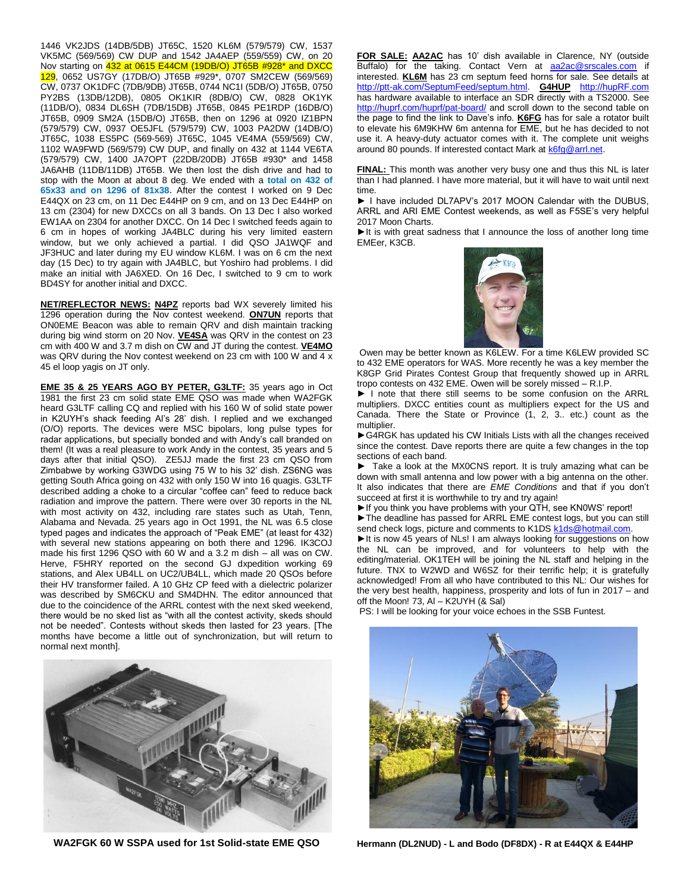1446 VK2JDS (14DB/5DB) JT65C, 1520 KL6M (579/579) CW, 1537 VK5MC (569/569) CW DUP and 1542 JA4AEP (559/559) CW, on 20 Nov starting on 432 at 0615 E44CM (19DB/O) JT65B #928* and DXCC 129, 0652 US7GY (17DB/O) JT65B #929*, 0707 SM2CEW (569/569) CW, 0737 OK1DFC (7DB/9DB) JT65B, 0744 NC1I (5DB/O) JT65B, 0750 PY2BS (13DB/12DB), 0805 OK1KIR (8DB/O) CW, 0828 OK1YK (11DB/O), 0834 DL6SH (7DB/15DB) JT65B, 0845 PE1RDP (16DB/O) JT65B, 0909 SM2A (15DB/O) JT65B, then on 1296 at 0920 IZ1BPN (579/579) CW, 0937 OE5JFL (579/579) CW, 1003 PA2DW (14DB/O) JT65C, 1038 ES5PC (569-569) JT65C, 1045 VE4MA (559/569) CW, 1102 WA9FWD (569/579) CW DUP, and finally on 432 at 1144 VE6TA (579/579) CW, 1400 JA7OPT (22DB/20DB) JT65B #930* and 1458 JA6AHB (11DB/11DB) JT65B. We then lost the dish drive and had to stop with the Moon at about 8 deg. We ended with a **total on 432 of 65x33 and on 1296 of 81x38**. After the contest I worked on 9 Dec E44QX on 23 cm, on 11 Dec E44HP on 9 cm, and on 13 Dec E44HP on 13 cm (2304) for new DXCCs on all 3 bands. On 13 Dec I also worked EW1AA on 2304 for another DXCC. On 14 Dec I switched feeds again to 6 cm in hopes of working JA4BLC during his very limited eastern window, but we only achieved a partial. I did QSO JA1WQF and JF3HUC and later during my EU window KL6M. I was on 6 cm the next day (15 Dec) to try again with JA4BLC, but Yoshiro had problems. I did make an initial with JA6XED. On 16 Dec, I switched to 9 cm to work BD4SY for another initial and DXCC.

**NET/REFLECTOR NEWS:** **N4PZ** reports bad WX severely limited his 1296 operation during the Nov contest weekend. **ON7UN** reports that ON0EME Beacon was able to remain QRV and dish maintain tracking during big wind storm on 20 Nov. **VE4SA** was QRV in the contest on 23 cm with 400 W and 3.7 m dish on CW and JT during the contest. **VE4MO** was QRV during the Nov contest weekend on 23 cm with 100 W and 4 x 45 el loop yagis on JT only.

**EME 35 & 25 YEARS AGO BY PETER, G3LTF:** 35 years ago in Oct 1981 the first 23 cm solid state EME QSO was made when WA2FGK heard G3LTF calling CQ and replied with his 160 W of solid state power in K2UYH's shack feeding Al's 28' dish. I replied and we exchanged (O/O) reports. The devices were MSC bipolars, long pulse types for radar applications, but specially bonded and with Andy's call branded on them! (It was a real pleasure to work Andy in the contest, 35 years and 5 days after that initial QSO). ZE5JJ made the first 23 cm QSO from Zimbabwe by working G3WDG using 75 W to his 32' dish. ZS6NG was getting South Africa going on 432 with only 150 W into 16 quagis. G3LTF described adding a choke to a circular "coffee can" feed to reduce back radiation and improve the pattern. There were over 30 reports in the NL with most activity on 432, including rare states such as Utah, Tenn, Alabama and Nevada. 25 years ago in Oct 1991, the NL was 6.5 close typed pages and indicates the approach of "Peak EME" (at least for 432) with several new stations appearing on both there and 1296. IK3COJ made his first 1296 QSO with 60 W and a 3.2 m dish – all was on CW. Herve, F5HRY reported on the second GJ dxpedition working 69 stations, and Alex UB4LL on UC2/UB4LL, which made 20 QSOs before their HV transformer failed. A 10 GHz CP feed with a dielectric polarizer was described by SM6CKU and SM4DHN. The editor announced that due to the coincidence of the ARRL contest with the next sked weekend, there would be no sked list as "with all the contest activity, skeds should not be needed". Contests without skeds then lasted for 23 years. [The months have become a little out of synchronization, but will return to normal next month].

**WA2FGK 60 W SSPA used for 1st Solid-state EME QSO**

**FOR SALE:** **AA2AC** has 10' dish available in Clarence, NY (outside Buffalo) for the taking. Contact Vern at aa2ac@srscales.com if interested. **KL6M** has 23 cm septum feed horns for sale. See details at http://ptt-ak.com/SeptumFeed/septum.html. **G4HUP** http://hupRF.com has hardware available to interface an SDR directly with a TS2000. See http://huprf.com/huprf/pat-board/ and scroll down to the second table on the page to find the link to Dave's info. **K6FG** has for sale a rotator built to elevate his 6M9KHW 6m antenna for EME, but he has decided to not use it. A heavy-duty actuator comes with it. The complete unit weighs around 80 pounds. If interested contact Mark at k6fg@arrl.net.

**FINAL:** This month was another very busy one and thus this NL is later than I had planned. I have more material, but it will have to wait until next time.

► I have included DL7APV's 2017 MOON Calendar with the DUBUS, ARRL and ARI EME Contest weekends, as well as F5SE's very helpful 2017 Moon Charts.

►It is with great sadness that I announce the loss of another long time EMEer, K3CB.

Owen may be better known as K6LEW. For a time K6LEW provided SC to 432 EME operators for WAS. More recently he was a key member the K8GP Grid Pirates Contest Group that frequently showed up in ARRL tropo contests on 432 EME. Owen will be sorely missed – R.I.P.

► I note that there still seems to be some confusion on the ARRL multipliers. DXCC entities count as multipliers expect for the US and Canada. There the State or Province (1, 2, 3.. etc.) count as the multiplier.

►G4RGK has updated his CW Initials Lists with all the changes received since the contest. Dave reports there are quite a few changes in the top sections of each band.

► Take a look at the MX0CNS report. It is truly amazing what can be down with small antenna and low power with a big antenna on the other. It also indicates that there are *EME Conditions* and that if you don't succeed at first it is worthwhile to try and try again!

►If you think you have problems with your QTH, see KN0WS' report!

►The deadline has passed for ARRL EME contest logs, but you can still send check logs, picture and comments to K1DS k1ds@hotmail.com.

►It is now 45 years of NLs! I am always looking for suggestions on how the NL can be improved, and for volunteers to help with the editing/material. OK1TEH will be joining the NL staff and helping in the future. TNX to W2WD and W6SZ for their terrific help; it is gratefully acknowledged! From all who have contributed to this NL: Our wishes for the very best health, happiness, prosperity and lots of fun in 2017 – and off the Moon! 73, Al – K2UYH (& Sal)

PS: I will be looking for your voice echoes in the SSB Funtest.

**Hermann (DL2NUD) - L and Bodo (DF8DX) - R at E44QX & E44HP**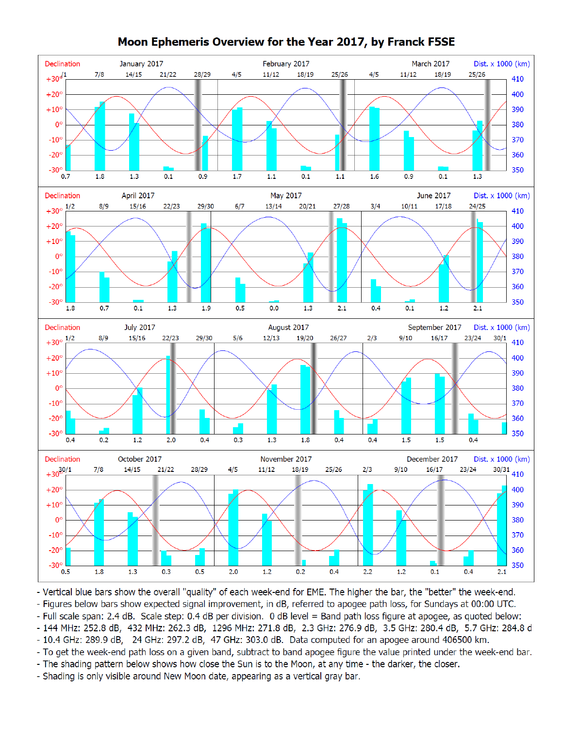# Moon Ephemeris Overview for the Year 2017, by Franck F5SE

- Vertical blue bars show the overall "quality" of each week-end for EME. The higher the bar, the "better" the week-end.
- Figures below bars show expected signal improvement, in dB, referred to apogee path loss, for Sundays at 00:00 UTC.
- Full scale span: 2.4 dB. Scale step: 0.4 dB per division. 0 dB level = Band path loss figure at apogee, as quoted below:
- 144 MHz: 252.8 dB, 432 MHz: 262.3 dB, 1296 MHz: 271.8 dB, 2.3 GHz: 276.9 dB, 3.5 GHz: 280.4 dB, 5.7 GHz: 284.8 d
- 10.4 GHz: 289.9 dB, 24 GHz: 297.2 dB, 47 GHz: 303.0 dB. Data computed for an apogee around 406500 km.
- To get the week-end path loss on a given band, subtract to band apogee figure the value printed under the week-end bar.
- The shading pattern below shows how close the Sun is to the Moon, at any time - the darker, the closer.
- Shading is only visible around New Moon date, appearing as a vertical gray bar.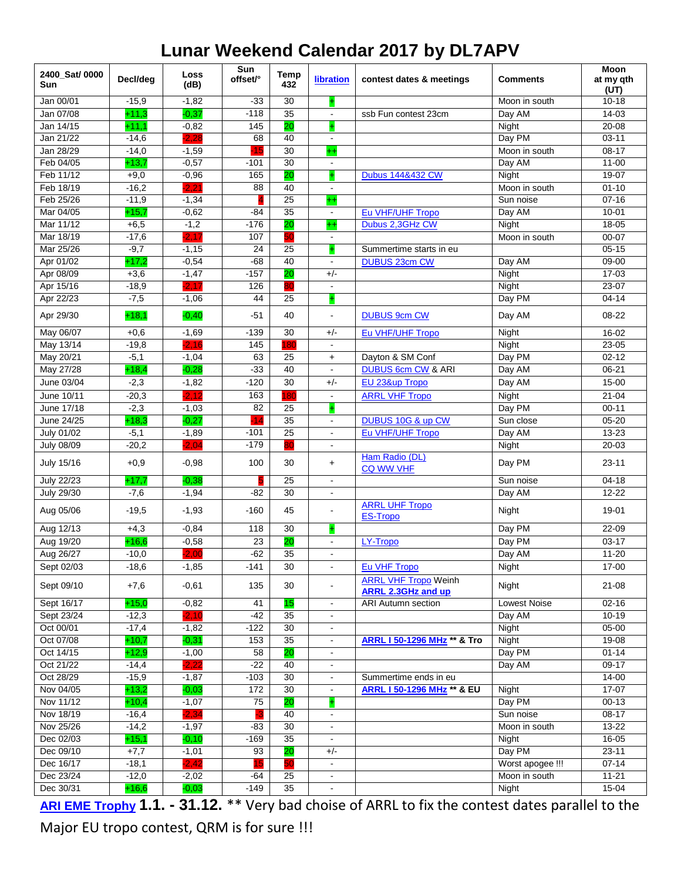# Lunar Weekend Calendar 2017 by DL7APV

| 2400_Sat/ 0000 Sun | Decl/deg | Loss (dB) | Sun offset/° | Temp 432 | libration | contest dates & meetings | Comments | Moon at my qth (UT) |
|---|---|---|---|---|---|---|---|---|
| Jan 00/01 | -15,9 | -1,82 | -33 | 30 | + | | Moon in south | 10-18 |
| Jan 07/08 | +11,3 | -0,37 | -118 | 35 | - | ssb Fun contest 23cm | Day AM | 14-03 |
| Jan 14/15 | +11,1 | -0,82 | 145 | 20 | + | | Night | 20-08 |
| Jan 21/22 | -14,6 | -2,28 | 68 | 40 | - | | Day PM | 03-11 |
| Jan 28/29 | -14,0 | -1,59 | -15 | 30 | ++ | | Moon in south | 08-17 |
| Feb 04/05 | +13,7 | -0,57 | -101 | 30 | - | | Day AM | 11-00 |
| Feb 11/12 | +9,0 | -0,96 | 165 | 20 | + | Dubus 144&432 CW | Night | 19-07 |
| Feb 18/19 | -16,2 | -2,21 | 88 | 40 | - | | Moon in south | 01-10 |
| Feb 25/26 | -11,9 | -1,34 | 4 | 25 | ++ | | Sun noise | 07-16 |
| Mar 04/05 | +15,7 | -0,62 | -84 | 35 | - | Eu VHF/UHF Tropo | Day AM | 10-01 |
| Mar 11/12 | +6,5 | -1,2 | -176 | 20 | ++ | Dubus 2,3GHz CW | Night | 18-05 |
| Mar 18/19 | -17,6 | -2,17 | 107 | 50 | - | | Moon in south | 00-07 |
| Mar 25/26 | -9,7 | -1,15 | 24 | 25 | + | Summertime starts in eu | | 05-15 |
| Apr 01/02 | +17,2 | -0,54 | -68 | 40 | - | DUBUS 23cm CW | Day AM | 09-00 |
| Apr 08/09 | +3,6 | -1,47 | -157 | 20 | +/- | | Night | 17-03 |
| Apr 15/16 | -18,9 | -2,17 | 126 | 80 | - | | Night | 23-07 |
| Apr 22/23 | -7,5 | -1,06 | 44 | 25 | + | | Day PM | 04-14 |
| Apr 29/30 | +18,1 | -0,40 | -51 | 40 | - | DUBUS 9cm CW | Day AM | 08-22 |
| May 06/07 | +0,6 | -1,69 | -139 | 30 | +/- | Eu VHF/UHF Tropo | Night | 16-02 |
| May 13/14 | -19,8 | -2,16 | 145 | 180 | - | | Night | 23-05 |
| May 20/21 | -5,1 | -1,04 | 63 | 25 | + | Dayton & SM Conf | Day PM | 02-12 |
| May 27/28 | +18,4 | -0,28 | -33 | 40 | - | DUBUS 6cm CW & ARI | Day AM | 06-21 |
| June 03/04 | -2,3 | -1,82 | -120 | 30 | +/- | EU 23&up Tropo | Day AM | 15-00 |
| June 10/11 | -20,3 | -2,12 | 163 | 180 | - | ARRL VHF Tropo | Night | 21-04 |
| June 17/18 | -2,3 | -1,03 | 82 | 25 | + | | Day PM | 00-11 |
| June 24/25 | +18,3 | -0,27 | -14 | 35 | - | DUBUS 10G & up CW | Sun close | 05-20 |
| July 01/02 | -5,1 | -1,89 | -101 | 25 | - | Eu VHF/UHF Tropo | Day AM | 13-23 |
| July 08/09 | -20,2 | -2,04 | -179 | 80 | - | | Night | 20-03 |
| July 15/16 | +0,9 | -0,98 | 100 | 30 | + | Ham Radio (DL) CQ WW VHF | Day PM | 23-11 |
| July 22/23 | +17,7 | -0,38 | 5 | 25 | - | | Sun noise | 04-18 |
| July 29/30 | -7,6 | -1,94 | -82 | 30 | - | | Day AM | 12-22 |
| Aug 05/06 | -19,5 | -1,93 | -160 | 45 | - | ARRL UHF Tropo ES-Tropo | Night | 19-01 |
| Aug 12/13 | +4,3 | -0,84 | 118 | 30 | + | | Day PM | 22-09 |
| Aug 19/20 | +16,6 | -0,58 | 23 | 20 | - | LY-Tropo | Day PM | 03-17 |
| Aug 26/27 | -10,0 | -2,00 | -62 | 35 | - | | Day AM | 11-20 |
| Sept 02/03 | -18,6 | -1,85 | -141 | 30 | - | Eu VHF Tropo | Night | 17-00 |
| Sept 09/10 | +7,6 | -0,61 | 135 | 30 | - | ARRL VHF Tropo Weinh **ARRL 2.3GHz and up** | Night | 21-08 |
| Sept 16/17 | +15,0 | -0,82 | 41 | 15 | - | ARI Autumn section | Lowest Noise | 02-16 |
| Sept 23/24 | -12,3 | -2,10 | -42 | 35 | - | | Day AM | 10-19 |
| Oct 00/01 | -17,4 | -1,82 | -122 | 30 | - | | Night | 05-00 |
| Oct 07/08 | +10,7 | -0,31 | 153 | 35 | - | **ARRL I 50-1296 MHz ** & Tro** | Night | 19-08 |
| Oct 14/15 | +12,9 | -1,00 | 58 | 20 | - | | Day PM | 01-14 |
| Oct 21/22 | -14,4 | -2,22 | -22 | 40 | - | | Day AM | 09-17 |
| Oct 28/29 | -15,9 | -1,87 | -103 | 30 | - | Summertime ends in eu | | 14-00 |
| Nov 04/05 | +13,2 | -0,03 | 172 | 30 | - | **ARRL I 50-1296 MHz ** & EU** | Night | 17-07 |
| Nov 11/12 | +10,4 | -1,07 | 75 | 20 | + | | Day PM | 00-13 |
| Nov 18/19 | -16,4 | -2,34 | -3 | 40 | - | | Sun noise | 08-17 |
| Nov 25/26 | -14,2 | -1,97 | -83 | 30 | - | | Moon in south | 13-22 |
| Dec 02/03 | +15,1 | -0,10 | -169 | 35 | - | | Night | 16-05 |
| Dec 09/10 | +7,7 | -1,01 | 93 | 20 | +/- | | Day PM | 23-11 |
| Dec 16/17 | -18,1 | -2,42 | 15 | 50 | - | | Worst apogee !!! | 07-14 |
| Dec 23/24 | -12,0 | -2,02 | -64 | 25 | - | | Moon in south | 11-21 |
| Dec 30/31 | +16,6 | -0,03 | -149 | 35 | - | | Night | 15-04 |

**ARI EME Trophy 1.1. - 31.12.** ** Very bad choise of ARRL to fix the contest dates parallel to the Major EU tropo contest, QRM is for sure !!!